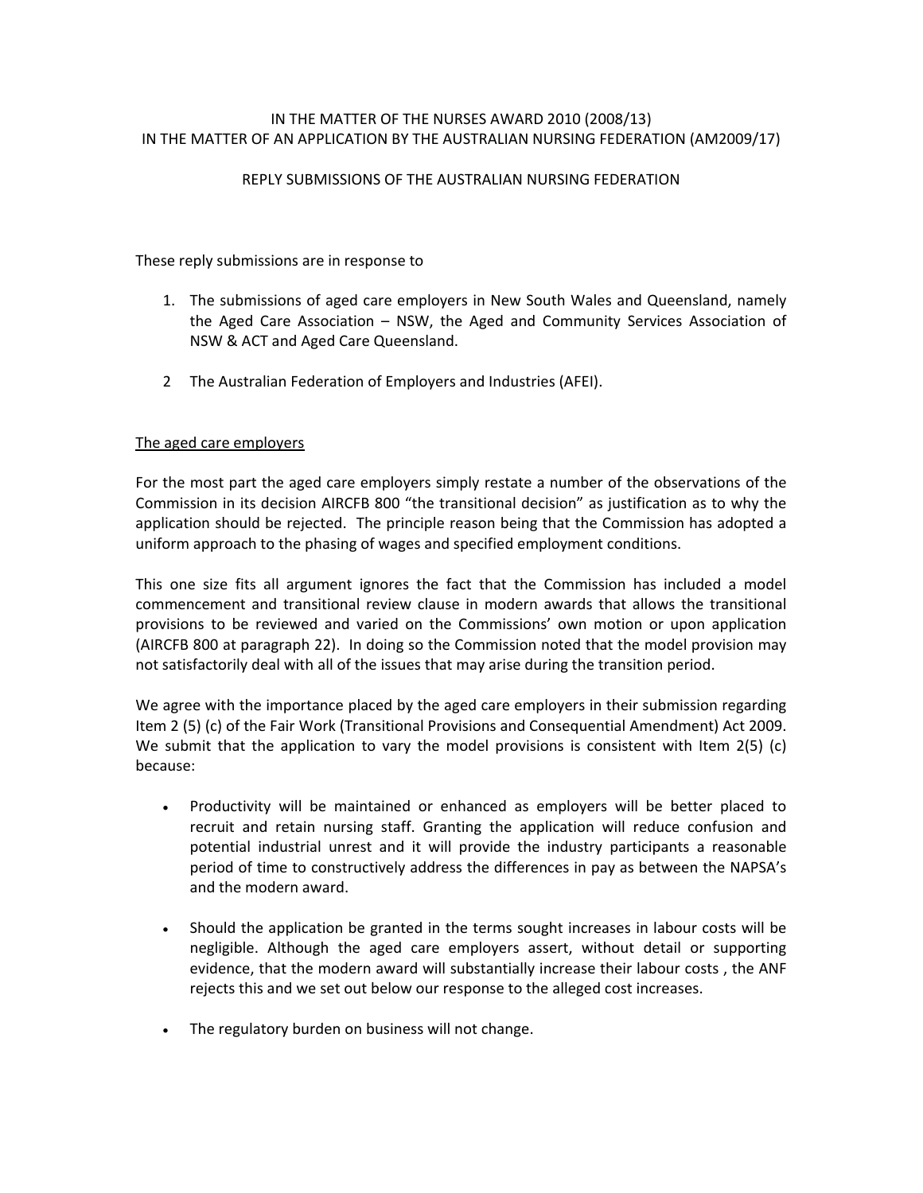IN THE MATTER OF THE NURSES AWARD 2010 (2008/13)
IN THE MATTER OF AN APPLICATION BY THE AUSTRALIAN NURSING FEDERATION (AM2009/17)

REPLY SUBMISSIONS OF THE AUSTRALIAN NURSING FEDERATION

These reply submissions are in response to

1. The submissions of aged care employers in New South Wales and Queensland, namely the Aged Care Association – NSW, the Aged and Community Services Association of NSW & ACT and Aged Care Queensland.

2. The Australian Federation of Employers and Industries (AFEI).

<u>The aged care employers</u>

For the most part the aged care employers simply restate a number of the observations of the Commission in its decision AIRCFB 800 "the transitional decision" as justification as to why the application should be rejected. The principle reason being that the Commission has adopted a uniform approach to the phasing of wages and specified employment conditions.

This one size fits all argument ignores the fact that the Commission has included a model commencement and transitional review clause in modern awards that allows the transitional provisions to be reviewed and varied on the Commissions' own motion or upon application (AIRCFB 800 at paragraph 22). In doing so the Commission noted that the model provision may not satisfactorily deal with all of the issues that may arise during the transition period.

We agree with the importance placed by the aged care employers in their submission regarding Item 2 (5) (c) of the Fair Work (Transitional Provisions and Consequential Amendment) Act 2009. We submit that the application to vary the model provisions is consistent with Item 2(5) (c) because:

- Productivity will be maintained or enhanced as employers will be better placed to recruit and retain nursing staff. Granting the application will reduce confusion and potential industrial unrest and it will provide the industry participants a reasonable period of time to constructively address the differences in pay as between the NAPSA's and the modern award.

- Should the application be granted in the terms sought increases in labour costs will be negligible. Although the aged care employers assert, without detail or supporting evidence, that the modern award will substantially increase their labour costs , the ANF rejects this and we set out below our response to the alleged cost increases.

- The regulatory burden on business will not change.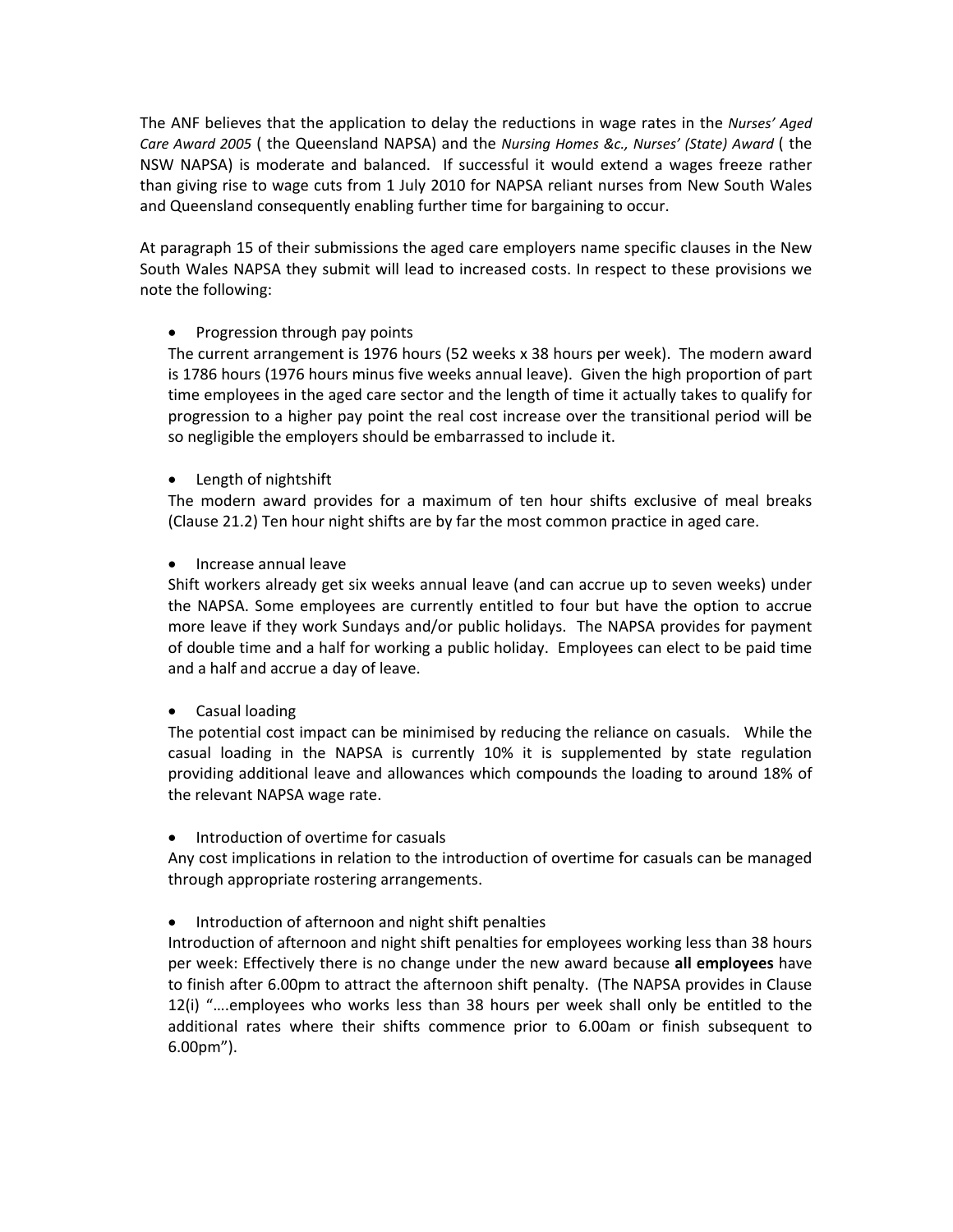The ANF believes that the application to delay the reductions in wage rates in the *Nurses' Aged Care Award 2005* ( the Queensland NAPSA) and the *Nursing Homes &c., Nurses' (State) Award* ( the NSW NAPSA) is moderate and balanced. If successful it would extend a wages freeze rather than giving rise to wage cuts from 1 July 2010 for NAPSA reliant nurses from New South Wales and Queensland consequently enabling further time for bargaining to occur.

At paragraph 15 of their submissions the aged care employers name specific clauses in the New South Wales NAPSA they submit will lead to increased costs. In respect to these provisions we note the following:

- Progression through pay points

  The current arrangement is 1976 hours (52 weeks x 38 hours per week). The modern award is 1786 hours (1976 hours minus five weeks annual leave). Given the high proportion of part time employees in the aged care sector and the length of time it actually takes to qualify for progression to a higher pay point the real cost increase over the transitional period will be so negligible the employers should be embarrassed to include it.

- Length of nightshift

  The modern award provides for a maximum of ten hour shifts exclusive of meal breaks (Clause 21.2) Ten hour night shifts are by far the most common practice in aged care.

- Increase annual leave

  Shift workers already get six weeks annual leave (and can accrue up to seven weeks) under the NAPSA. Some employees are currently entitled to four but have the option to accrue more leave if they work Sundays and/or public holidays. The NAPSA provides for payment of double time and a half for working a public holiday. Employees can elect to be paid time and a half and accrue a day of leave.

- Casual loading

  The potential cost impact can be minimised by reducing the reliance on casuals. While the casual loading in the NAPSA is currently 10% it is supplemented by state regulation providing additional leave and allowances which compounds the loading to around 18% of the relevant NAPSA wage rate.

- Introduction of overtime for casuals

  Any cost implications in relation to the introduction of overtime for casuals can be managed through appropriate rostering arrangements.

- Introduction of afternoon and night shift penalties

  Introduction of afternoon and night shift penalties for employees working less than 38 hours per week: Effectively there is no change under the new award because **all employees** have to finish after 6.00pm to attract the afternoon shift penalty. (The NAPSA provides in Clause 12(i) "….employees who works less than 38 hours per week shall only be entitled to the additional rates where their shifts commence prior to 6.00am or finish subsequent to 6.00pm").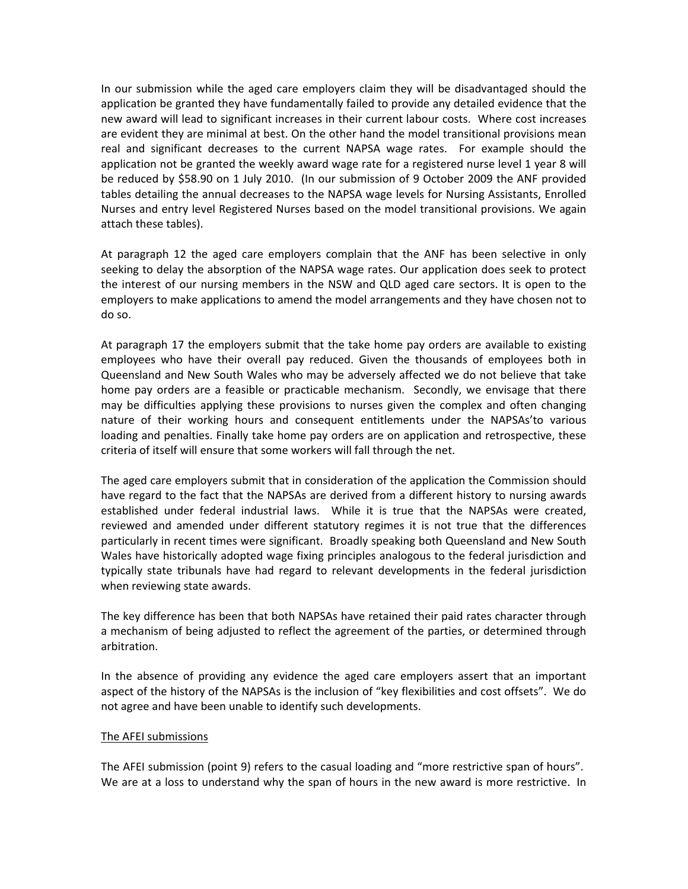In our submission while the aged care employers claim they will be disadvantaged should the application be granted they have fundamentally failed to provide any detailed evidence that the new award will lead to significant increases in their current labour costs. Where cost increases are evident they are minimal at best. On the other hand the model transitional provisions mean real and significant decreases to the current NAPSA wage rates. For example should the application not be granted the weekly award wage rate for a registered nurse level 1 year 8 will be reduced by $58.90 on 1 July 2010. (In our submission of 9 October 2009 the ANF provided tables detailing the annual decreases to the NAPSA wage levels for Nursing Assistants, Enrolled Nurses and entry level Registered Nurses based on the model transitional provisions. We again attach these tables).

At paragraph 12 the aged care employers complain that the ANF has been selective in only seeking to delay the absorption of the NAPSA wage rates. Our application does seek to protect the interest of our nursing members in the NSW and QLD aged care sectors. It is open to the employers to make applications to amend the model arrangements and they have chosen not to do so.

At paragraph 17 the employers submit that the take home pay orders are available to existing employees who have their overall pay reduced. Given the thousands of employees both in Queensland and New South Wales who may be adversely affected we do not believe that take home pay orders are a feasible or practicable mechanism. Secondly, we envisage that there may be difficulties applying these provisions to nurses given the complex and often changing nature of their working hours and consequent entitlements under the NAPSAs'to various loading and penalties. Finally take home pay orders are on application and retrospective, these criteria of itself will ensure that some workers will fall through the net.

The aged care employers submit that in consideration of the application the Commission should have regard to the fact that the NAPSAs are derived from a different history to nursing awards established under federal industrial laws. While it is true that the NAPSAs were created, reviewed and amended under different statutory regimes it is not true that the differences particularly in recent times were significant. Broadly speaking both Queensland and New South Wales have historically adopted wage fixing principles analogous to the federal jurisdiction and typically state tribunals have had regard to relevant developments in the federal jurisdiction when reviewing state awards.

The key difference has been that both NAPSAs have retained their paid rates character through a mechanism of being adjusted to reflect the agreement of the parties, or determined through arbitration.

In the absence of providing any evidence the aged care employers assert that an important aspect of the history of the NAPSAs is the inclusion of "key flexibilities and cost offsets". We do not agree and have been unable to identify such developments.

<u>The AFEI submissions</u>

The AFEI submission (point 9) refers to the casual loading and "more restrictive span of hours". We are at a loss to understand why the span of hours in the new award is more restrictive. In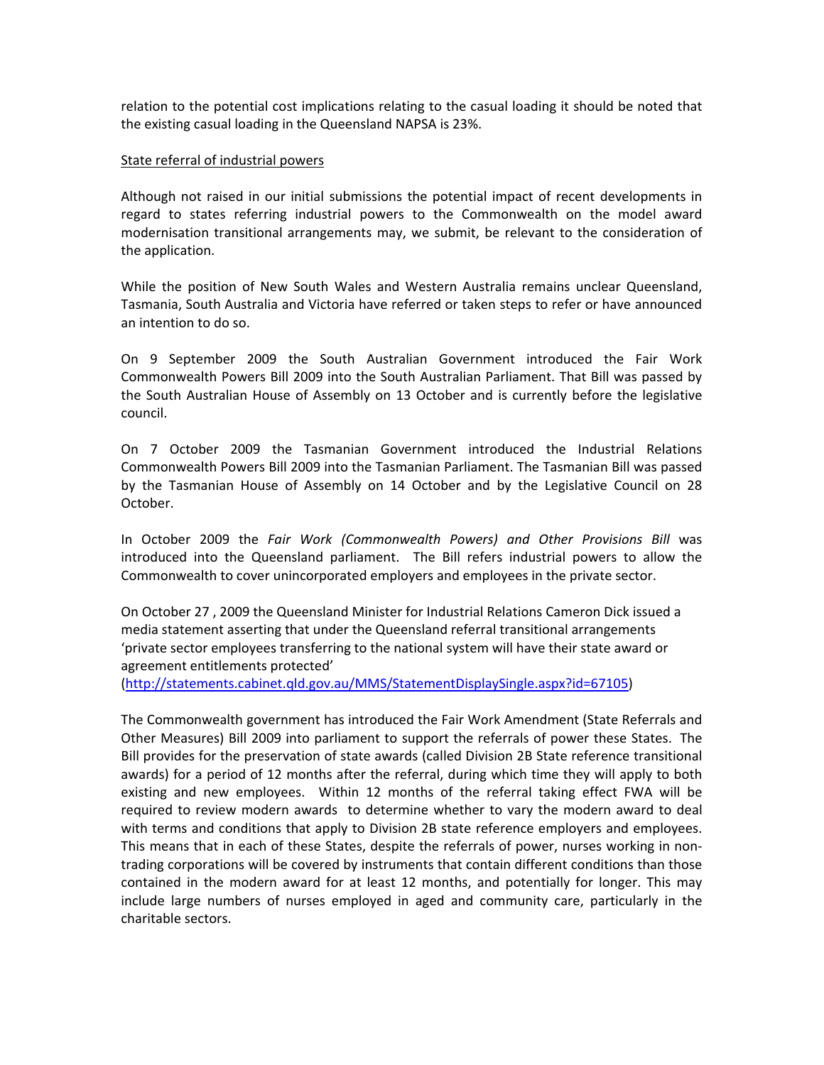relation to the potential cost implications relating to the casual loading it should be noted that the existing casual loading in the Queensland NAPSA is 23%.

State referral of industrial powers

Although not raised in our initial submissions the potential impact of recent developments in regard to states referring industrial powers to the Commonwealth on the model award modernisation transitional arrangements may, we submit, be relevant to the consideration of the application.

While the position of New South Wales and Western Australia remains unclear Queensland, Tasmania, South Australia and Victoria have referred or taken steps to refer or have announced an intention to do so.

On 9 September 2009 the South Australian Government introduced the Fair Work Commonwealth Powers Bill 2009 into the South Australian Parliament. That Bill was passed by the South Australian House of Assembly on 13 October and is currently before the legislative council.

On 7 October 2009 the Tasmanian Government introduced the Industrial Relations Commonwealth Powers Bill 2009 into the Tasmanian Parliament. The Tasmanian Bill was passed by the Tasmanian House of Assembly on 14 October and by the Legislative Council on 28 October.

In October 2009 the *Fair Work (Commonwealth Powers) and Other Provisions Bill* was introduced into the Queensland parliament. The Bill refers industrial powers to allow the Commonwealth to cover unincorporated employers and employees in the private sector.

On October 27 , 2009 the Queensland Minister for Industrial Relations Cameron Dick issued a media statement asserting that under the Queensland referral transitional arrangements 'private sector employees transferring to the national system will have their state award or agreement entitlements protected'
(http://statements.cabinet.qld.gov.au/MMS/StatementDisplaySingle.aspx?id=67105)

The Commonwealth government has introduced the Fair Work Amendment (State Referrals and Other Measures) Bill 2009 into parliament to support the referrals of power these States. The Bill provides for the preservation of state awards (called Division 2B State reference transitional awards) for a period of 12 months after the referral, during which time they will apply to both existing and new employees. Within 12 months of the referral taking effect FWA will be required to review modern awards to determine whether to vary the modern award to deal with terms and conditions that apply to Division 2B state reference employers and employees. This means that in each of these States, despite the referrals of power, nurses working in non-trading corporations will be covered by instruments that contain different conditions than those contained in the modern award for at least 12 months, and potentially for longer. This may include large numbers of nurses employed in aged and community care, particularly in the charitable sectors.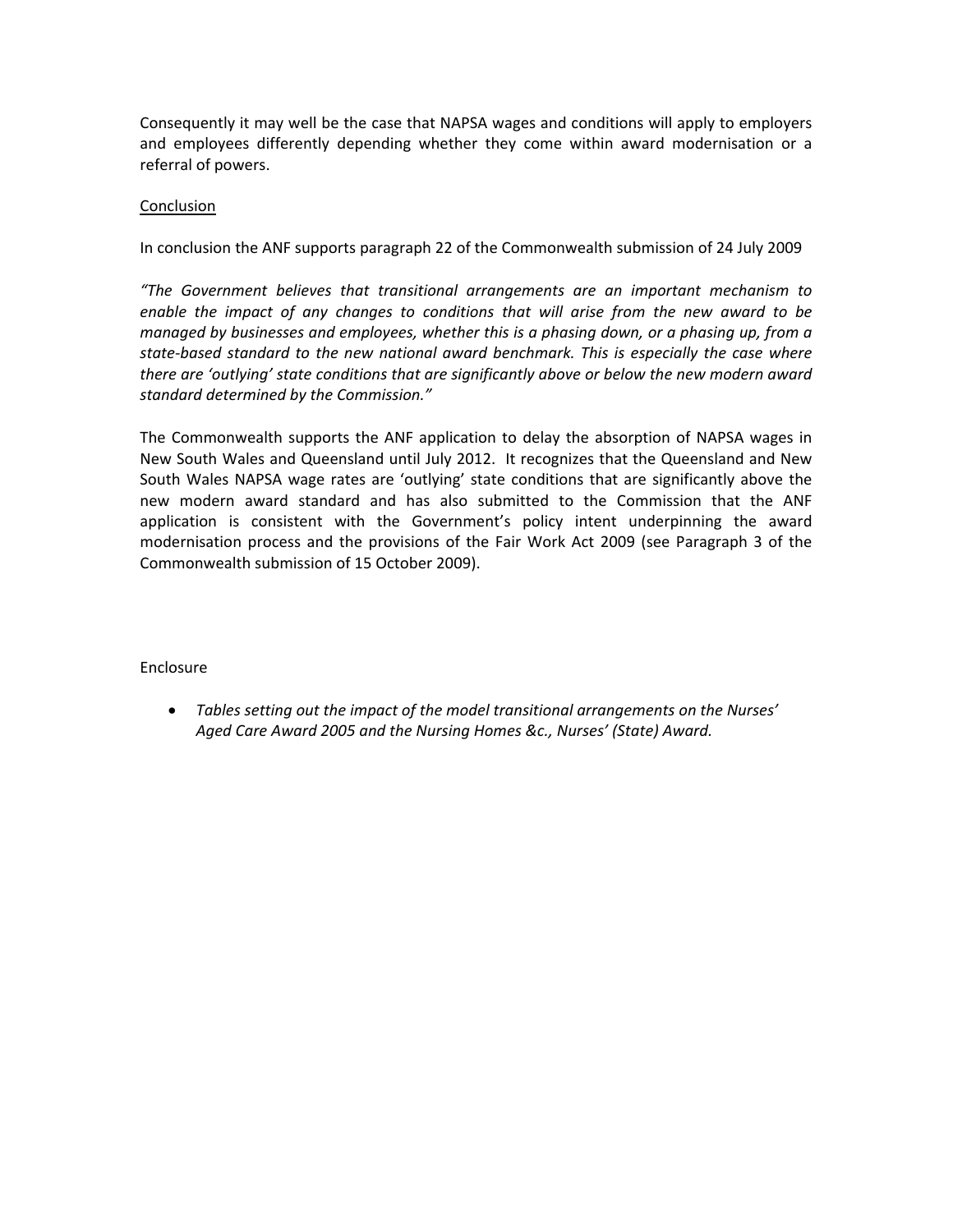Consequently it may well be the case that NAPSA wages and conditions will apply to employers and employees differently depending whether they come within award modernisation or a referral of powers.

<u>Conclusion</u>

In conclusion the ANF supports paragraph 22 of the Commonwealth submission of 24 July 2009

*"The Government believes that transitional arrangements are an important mechanism to enable the impact of any changes to conditions that will arise from the new award to be managed by businesses and employees, whether this is a phasing down, or a phasing up, from a state-based standard to the new national award benchmark. This is especially the case where there are 'outlying' state conditions that are significantly above or below the new modern award standard determined by the Commission."*

The Commonwealth supports the ANF application to delay the absorption of NAPSA wages in New South Wales and Queensland until July 2012. It recognizes that the Queensland and New South Wales NAPSA wage rates are 'outlying' state conditions that are significantly above the new modern award standard and has also submitted to the Commission that the ANF application is consistent with the Government's policy intent underpinning the award modernisation process and the provisions of the Fair Work Act 2009 (see Paragraph 3 of the Commonwealth submission of 15 October 2009).

Enclosure

- *Tables setting out the impact of the model transitional arrangements on the Nurses' Aged Care Award 2005 and the Nursing Homes &c., Nurses' (State) Award.*